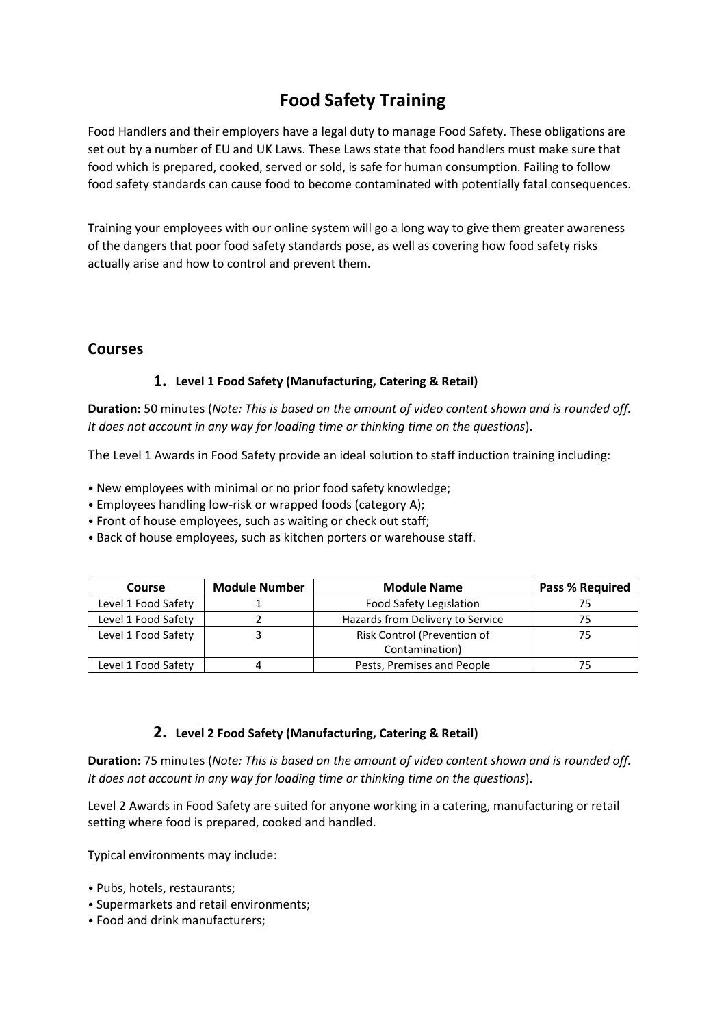# Food Safety Training

Food Handlers and their employers have a legal duty to manage Food Safety. These obligations are set out by a number of EU and UK Laws. These Laws state that food handlers must make sure that food which is prepared, cooked, served or sold, is safe for human consumption. Failing to follow food safety standards can cause food to become contaminated with potentially fatal consequences.

Training your employees with our online system will go a long way to give them greater awareness of the dangers that poor food safety standards pose, as well as covering how food safety risks actually arise and how to control and prevent them.

## Courses

### 1. Level 1 Food Safety (Manufacturing, Catering & Retail)

**Duration:** 50 minutes (*Note: This is based on the amount of video content shown and is rounded off. It does not account in any way for loading time or thinking time on the questions*).

The Level 1 Awards in Food Safety provide an ideal solution to staff induction training including:

- New employees with minimal or no prior food safety knowledge;
- Employees handling low-risk or wrapped foods (category A);
- Front of house employees, such as waiting or check out staff;
- Back of house employees, such as kitchen porters or warehouse staff.

| Course | Module Number | Module Name | Pass % Required |
|---|---|---|---|
| Level 1 Food Safety | 1 | Food Safety Legislation | 75 |
| Level 1 Food Safety | 2 | Hazards from Delivery to Service | 75 |
| Level 1 Food Safety | 3 | Risk Control (Prevention of Contamination) | 75 |
| Level 1 Food Safety | 4 | Pests, Premises and People | 75 |

### 2. Level 2 Food Safety (Manufacturing, Catering & Retail)

**Duration:** 75 minutes (*Note: This is based on the amount of video content shown and is rounded off. It does not account in any way for loading time or thinking time on the questions*).

Level 2 Awards in Food Safety are suited for anyone working in a catering, manufacturing or retail setting where food is prepared, cooked and handled.

Typical environments may include:

- Pubs, hotels, restaurants;
- Supermarkets and retail environments;
- Food and drink manufacturers;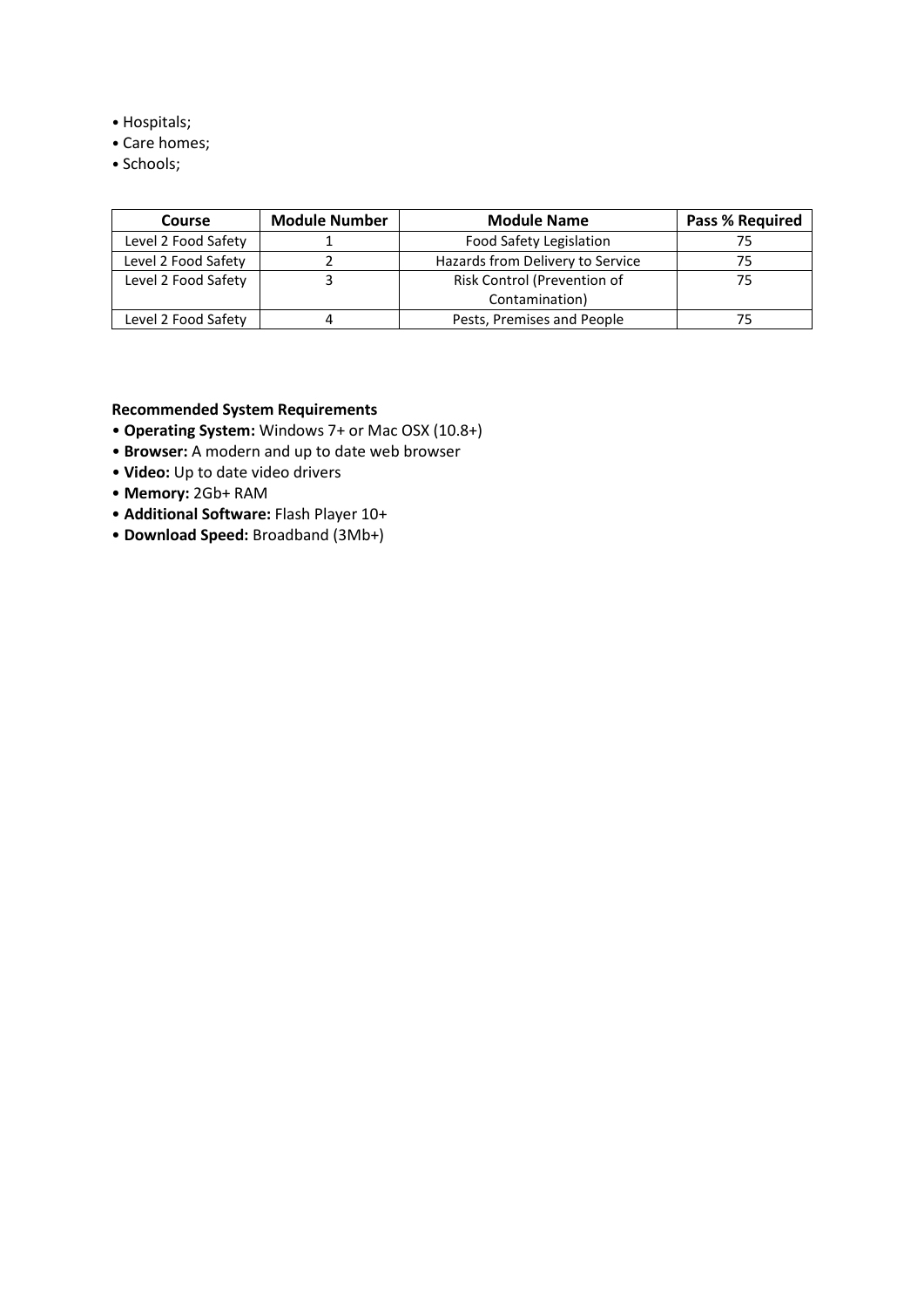- Hospitals;
- Care homes;
- Schools;

| Course | Module Number | Module Name | Pass % Required |
| --- | --- | --- | --- |
| Level 2 Food Safety | 1 | Food Safety Legislation | 75 |
| Level 2 Food Safety | 2 | Hazards from Delivery to Service | 75 |
| Level 2 Food Safety | 3 | Risk Control (Prevention of Contamination) | 75 |
| Level 2 Food Safety | 4 | Pests, Premises and People | 75 |

**Recommended System Requirements**

- **Operating System:** Windows 7+ or Mac OSX (10.8+)
- **Browser:** A modern and up to date web browser
- **Video:** Up to date video drivers
- **Memory:** 2Gb+ RAM
- **Additional Software:** Flash Player 10+
- **Download Speed:** Broadband (3Mb+)